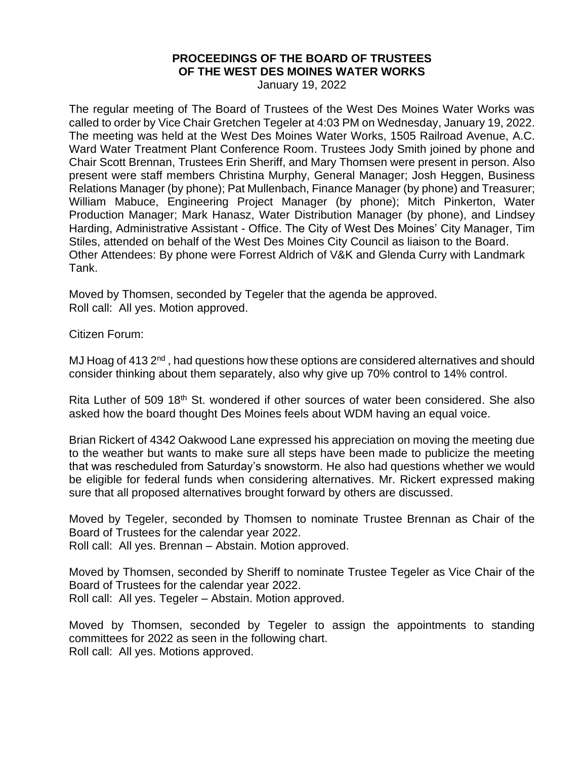**PROCEEDINGS OF THE BOARD OF TRUSTEES**
**OF THE WEST DES MOINES WATER WORKS**
January 19, 2022

The regular meeting of The Board of Trustees of the West Des Moines Water Works was called to order by Vice Chair Gretchen Tegeler at 4:03 PM on Wednesday, January 19, 2022. The meeting was held at the West Des Moines Water Works, 1505 Railroad Avenue, A.C. Ward Water Treatment Plant Conference Room. Trustees Jody Smith joined by phone and Chair Scott Brennan, Trustees Erin Sheriff, and Mary Thomsen were present in person. Also present were staff members Christina Murphy, General Manager; Josh Heggen, Business Relations Manager (by phone); Pat Mullenbach, Finance Manager (by phone) and Treasurer; William Mabuce, Engineering Project Manager (by phone); Mitch Pinkerton, Water Production Manager; Mark Hanasz, Water Distribution Manager (by phone), and Lindsey Harding, Administrative Assistant - Office. The City of West Des Moines' City Manager, Tim Stiles, attended on behalf of the West Des Moines City Council as liaison to the Board. Other Attendees: By phone were Forrest Aldrich of V&K and Glenda Curry with Landmark Tank.

Moved by Thomsen, seconded by Tegeler that the agenda be approved.
Roll call: All yes. Motion approved.

Citizen Forum:

MJ Hoag of 413 2nd , had questions how these options are considered alternatives and should consider thinking about them separately, also why give up 70% control to 14% control.

Rita Luther of 509 18th St. wondered if other sources of water been considered. She also asked how the board thought Des Moines feels about WDM having an equal voice.

Brian Rickert of 4342 Oakwood Lane expressed his appreciation on moving the meeting due to the weather but wants to make sure all steps have been made to publicize the meeting that was rescheduled from Saturday's snowstorm. He also had questions whether we would be eligible for federal funds when considering alternatives. Mr. Rickert expressed making sure that all proposed alternatives brought forward by others are discussed.

Moved by Tegeler, seconded by Thomsen to nominate Trustee Brennan as Chair of the Board of Trustees for the calendar year 2022.
Roll call: All yes. Brennan – Abstain. Motion approved.

Moved by Thomsen, seconded by Sheriff to nominate Trustee Tegeler as Vice Chair of the Board of Trustees for the calendar year 2022.
Roll call: All yes. Tegeler – Abstain. Motion approved.

Moved by Thomsen, seconded by Tegeler to assign the appointments to standing committees for 2022 as seen in the following chart.
Roll call: All yes. Motions approved.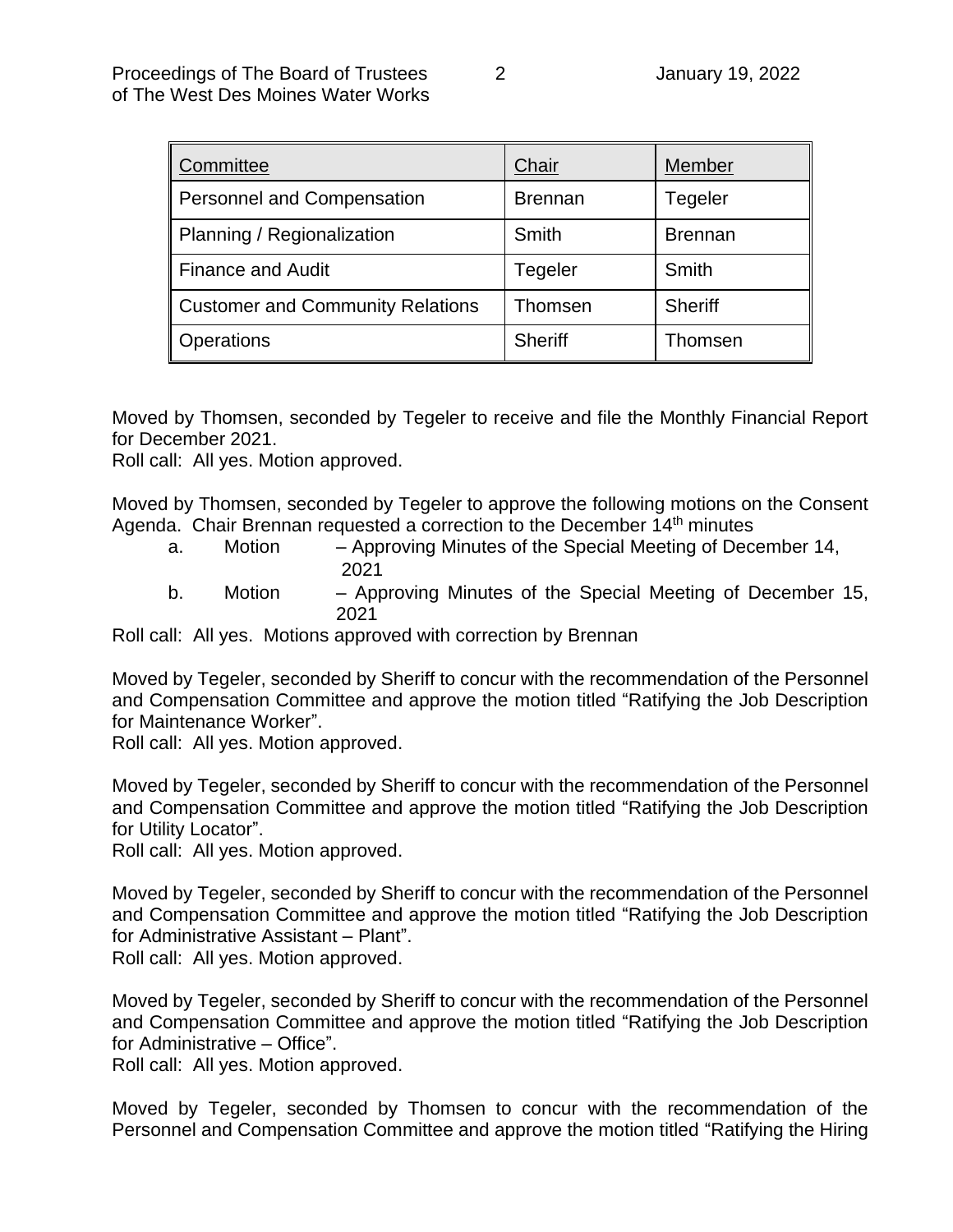| Committee | Chair | Member |
|---|---|---|
| Personnel and Compensation | Brennan | Tegeler |
| Planning / Regionalization | Smith | Brennan |
| Finance and Audit | Tegeler | Smith |
| Customer and Community Relations | Thomsen | Sheriff |
| Operations | Sheriff | Thomsen |

Moved by Thomsen, seconded by Tegeler to receive and file the Monthly Financial Report for December 2021.
Roll call: All yes. Motion approved.

Moved by Thomsen, seconded by Tegeler to approve the following motions on the Consent Agenda. Chair Brennan requested a correction to the December 14th minutes

a. Motion – Approving Minutes of the Special Meeting of December 14, 2021

b. Motion – Approving Minutes of the Special Meeting of December 15, 2021

Roll call: All yes. Motions approved with correction by Brennan

Moved by Tegeler, seconded by Sheriff to concur with the recommendation of the Personnel and Compensation Committee and approve the motion titled "Ratifying the Job Description for Maintenance Worker".
Roll call: All yes. Motion approved.

Moved by Tegeler, seconded by Sheriff to concur with the recommendation of the Personnel and Compensation Committee and approve the motion titled "Ratifying the Job Description for Utility Locator".
Roll call: All yes. Motion approved.

Moved by Tegeler, seconded by Sheriff to concur with the recommendation of the Personnel and Compensation Committee and approve the motion titled "Ratifying the Job Description for Administrative Assistant – Plant".
Roll call: All yes. Motion approved.

Moved by Tegeler, seconded by Sheriff to concur with the recommendation of the Personnel and Compensation Committee and approve the motion titled "Ratifying the Job Description for Administrative – Office".
Roll call: All yes. Motion approved.

Moved by Tegeler, seconded by Thomsen to concur with the recommendation of the Personnel and Compensation Committee and approve the motion titled "Ratifying the Hiring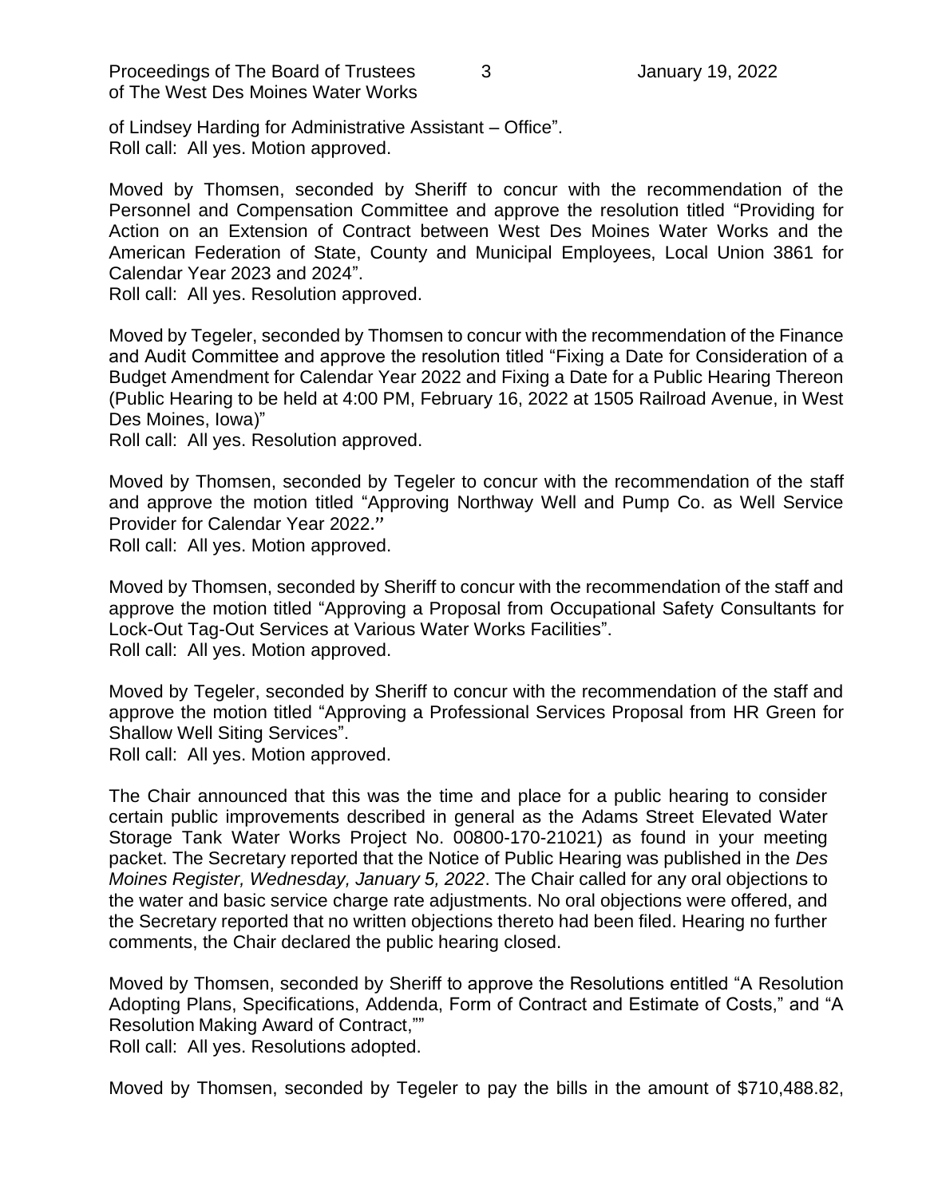of Lindsey Harding for Administrative Assistant – Office".
Roll call: All yes. Motion approved.

Moved by Thomsen, seconded by Sheriff to concur with the recommendation of the Personnel and Compensation Committee and approve the resolution titled "Providing for Action on an Extension of Contract between West Des Moines Water Works and the American Federation of State, County and Municipal Employees, Local Union 3861 for Calendar Year 2023 and 2024".
Roll call: All yes. Resolution approved.

Moved by Tegeler, seconded by Thomsen to concur with the recommendation of the Finance and Audit Committee and approve the resolution titled "Fixing a Date for Consideration of a Budget Amendment for Calendar Year 2022 and Fixing a Date for a Public Hearing Thereon (Public Hearing to be held at 4:00 PM, February 16, 2022 at 1505 Railroad Avenue, in West Des Moines, Iowa)"
Roll call: All yes. Resolution approved.

Moved by Thomsen, seconded by Tegeler to concur with the recommendation of the staff and approve the motion titled "Approving Northway Well and Pump Co. as Well Service Provider for Calendar Year 2022**."**
Roll call: All yes. Motion approved.

Moved by Thomsen, seconded by Sheriff to concur with the recommendation of the staff and approve the motion titled "Approving a Proposal from Occupational Safety Consultants for Lock-Out Tag-Out Services at Various Water Works Facilities".
Roll call: All yes. Motion approved.

Moved by Tegeler, seconded by Sheriff to concur with the recommendation of the staff and approve the motion titled "Approving a Professional Services Proposal from HR Green for Shallow Well Siting Services".
Roll call: All yes. Motion approved.

The Chair announced that this was the time and place for a public hearing to consider certain public improvements described in general as the Adams Street Elevated Water Storage Tank Water Works Project No. 00800-170-21021) as found in your meeting packet. The Secretary reported that the Notice of Public Hearing was published in the *Des Moines Register, Wednesday, January 5, 2022*. The Chair called for any oral objections to the water and basic service charge rate adjustments. No oral objections were offered, and the Secretary reported that no written objections thereto had been filed. Hearing no further comments, the Chair declared the public hearing closed.

Moved by Thomsen, seconded by Sheriff to approve the Resolutions entitled "A Resolution Adopting Plans, Specifications, Addenda, Form of Contract and Estimate of Costs," and "A Resolution Making Award of Contract,""
Roll call: All yes. Resolutions adopted.

Moved by Thomsen, seconded by Tegeler to pay the bills in the amount of $710,488.82,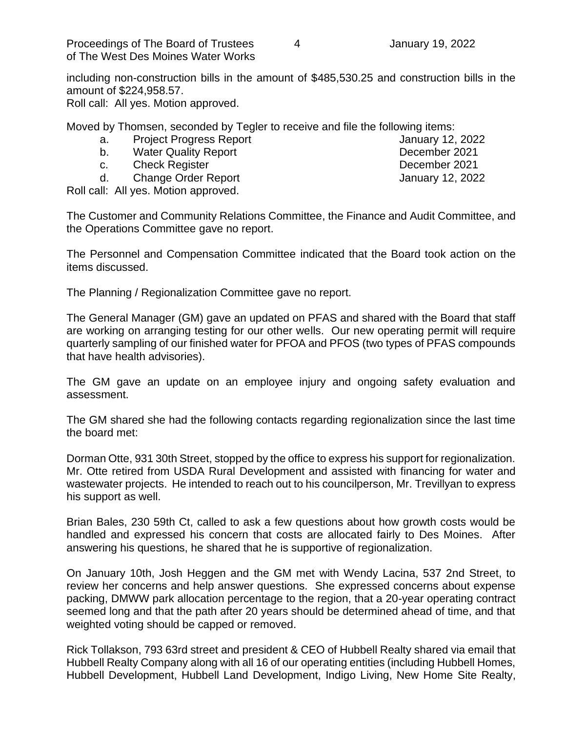including non-construction bills in the amount of $485,530.25 and construction bills in the amount of $224,958.57.
Roll call: All yes. Motion approved.

Moved by Thomsen, seconded by Tegler to receive and file the following items:

| | | |
|---|---|---|
| a. | Project Progress Report | January 12, 2022 |
| b. | Water Quality Report | December 2021 |
| c. | Check Register | December 2021 |
| d. | Change Order Report | January 12, 2022 |

Roll call: All yes. Motion approved.

The Customer and Community Relations Committee, the Finance and Audit Committee, and the Operations Committee gave no report.

The Personnel and Compensation Committee indicated that the Board took action on the items discussed.

The Planning / Regionalization Committee gave no report.

The General Manager (GM) gave an updated on PFAS and shared with the Board that staff are working on arranging testing for our other wells. Our new operating permit will require quarterly sampling of our finished water for PFOA and PFOS (two types of PFAS compounds that have health advisories).

The GM gave an update on an employee injury and ongoing safety evaluation and assessment.

The GM shared she had the following contacts regarding regionalization since the last time the board met:

Dorman Otte, 931 30th Street, stopped by the office to express his support for regionalization. Mr. Otte retired from USDA Rural Development and assisted with financing for water and wastewater projects. He intended to reach out to his councilperson, Mr. Trevillyan to express his support as well.

Brian Bales, 230 59th Ct, called to ask a few questions about how growth costs would be handled and expressed his concern that costs are allocated fairly to Des Moines. After answering his questions, he shared that he is supportive of regionalization.

On January 10th, Josh Heggen and the GM met with Wendy Lacina, 537 2nd Street, to review her concerns and help answer questions. She expressed concerns about expense packing, DMWW park allocation percentage to the region, that a 20-year operating contract seemed long and that the path after 20 years should be determined ahead of time, and that weighted voting should be capped or removed.

Rick Tollakson, 793 63rd street and president & CEO of Hubbell Realty shared via email that Hubbell Realty Company along with all 16 of our operating entities (including Hubbell Homes, Hubbell Development, Hubbell Land Development, Indigo Living, New Home Site Realty,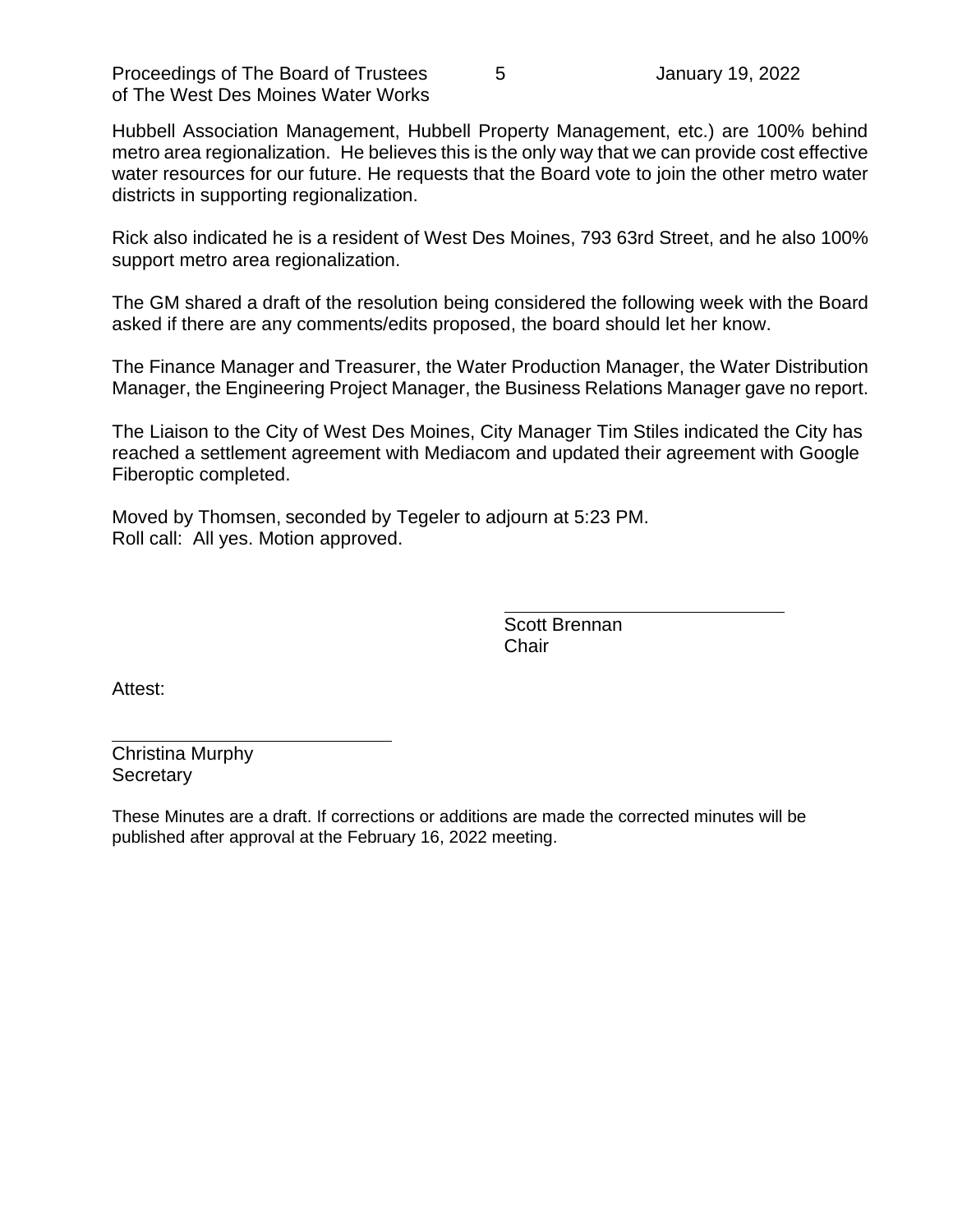Hubbell Association Management, Hubbell Property Management, etc.) are 100% behind metro area regionalization. He believes this is the only way that we can provide cost effective water resources for our future. He requests that the Board vote to join the other metro water districts in supporting regionalization.

Rick also indicated he is a resident of West Des Moines, 793 63rd Street, and he also 100% support metro area regionalization.

The GM shared a draft of the resolution being considered the following week with the Board asked if there are any comments/edits proposed, the board should let her know.

The Finance Manager and Treasurer, the Water Production Manager, the Water Distribution Manager, the Engineering Project Manager, the Business Relations Manager gave no report.

The Liaison to the City of West Des Moines, City Manager Tim Stiles indicated the City has reached a settlement agreement with Mediacom and updated their agreement with Google Fiberoptic completed.

Moved by Thomsen, seconded by Tegeler to adjourn at 5:23 PM.
Roll call: All yes. Motion approved.

Scott Brennan
Chair

Attest:

Christina Murphy
Secretary

These Minutes are a draft. If corrections or additions are made the corrected minutes will be published after approval at the February 16, 2022 meeting.